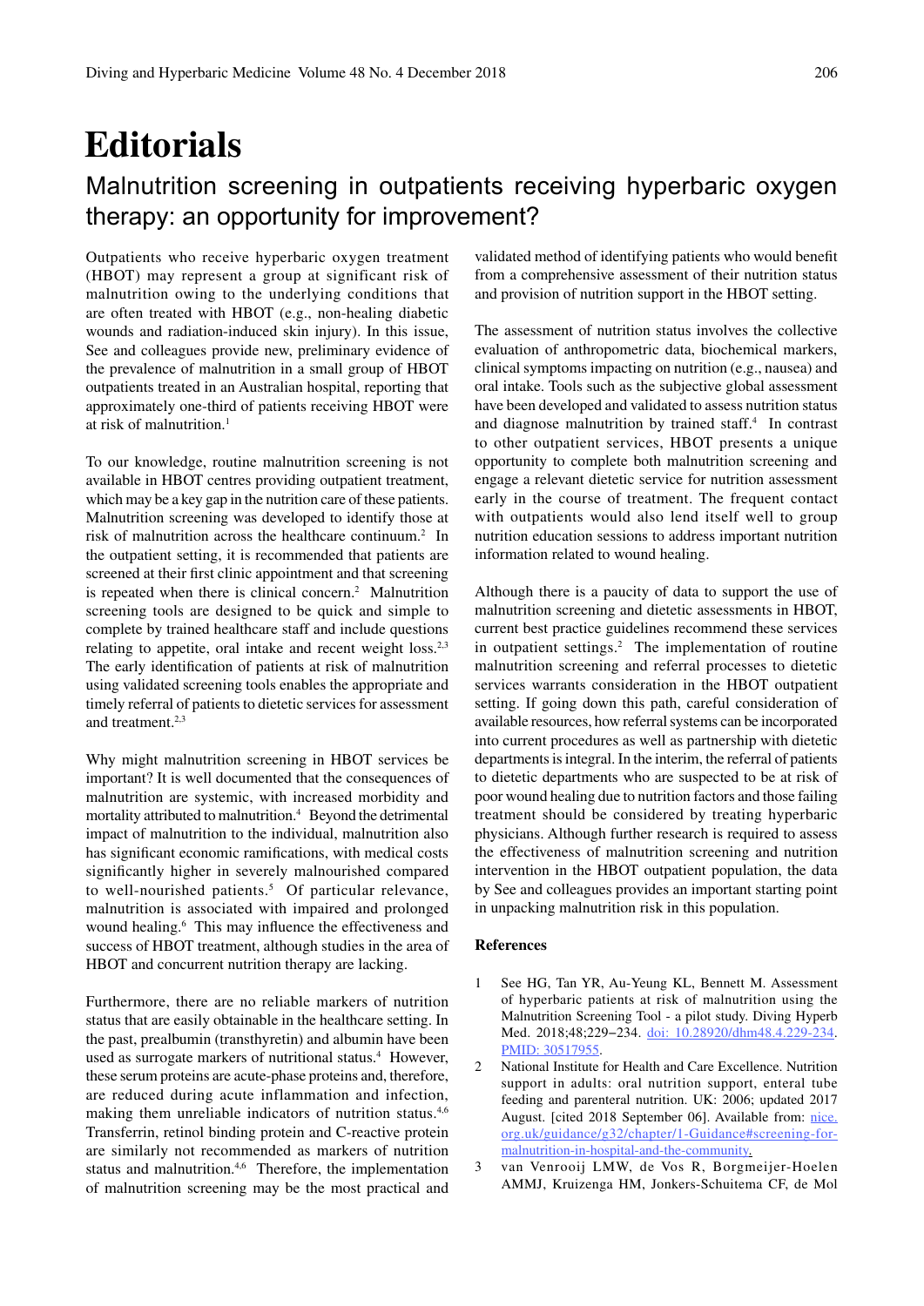# Editorials

## Malnutrition screening in outpatients receiving hyperbaric oxygen therapy: an opportunity for improvement?

Outpatients who receive hyperbaric oxygen treatment (HBOT) may represent a group at significant risk of malnutrition owing to the underlying conditions that are often treated with HBOT (e.g., non-healing diabetic wounds and radiation-induced skin injury). In this issue, See and colleagues provide new, preliminary evidence of the prevalence of malnutrition in a small group of HBOT outpatients treated in an Australian hospital, reporting that approximately one-third of patients receiving HBOT were at risk of malnutrition.[1]

To our knowledge, routine malnutrition screening is not available in HBOT centres providing outpatient treatment, which may be a key gap in the nutrition care of these patients. Malnutrition screening was developed to identify those at risk of malnutrition across the healthcare continuum.[2] In the outpatient setting, it is recommended that patients are screened at their first clinic appointment and that screening is repeated when there is clinical concern.[2] Malnutrition screening tools are designed to be quick and simple to complete by trained healthcare staff and include questions relating to appetite, oral intake and recent weight loss.[2,3] The early identification of patients at risk of malnutrition using validated screening tools enables the appropriate and timely referral of patients to dietetic services for assessment and treatment.[2,3]

Why might malnutrition screening in HBOT services be important? It is well documented that the consequences of malnutrition are systemic, with increased morbidity and mortality attributed to malnutrition.[4] Beyond the detrimental impact of malnutrition to the individual, malnutrition also has significant economic ramifications, with medical costs significantly higher in severely malnourished compared to well-nourished patients.[5] Of particular relevance, malnutrition is associated with impaired and prolonged wound healing.[6] This may influence the effectiveness and success of HBOT treatment, although studies in the area of HBOT and concurrent nutrition therapy are lacking.

Furthermore, there are no reliable markers of nutrition status that are easily obtainable in the healthcare setting. In the past, prealbumin (transthyretin) and albumin have been used as surrogate markers of nutritional status.[4] However, these serum proteins are acute-phase proteins and, therefore, are reduced during acute inflammation and infection, making them unreliable indicators of nutrition status.[4,6] Transferrin, retinol binding protein and C-reactive protein are similarly not recommended as markers of nutrition status and malnutrition.[4,6] Therefore, the implementation of malnutrition screening may be the most practical and validated method of identifying patients who would benefit from a comprehensive assessment of their nutrition status and provision of nutrition support in the HBOT setting.

The assessment of nutrition status involves the collective evaluation of anthropometric data, biochemical markers, clinical symptoms impacting on nutrition (e.g., nausea) and oral intake. Tools such as the subjective global assessment have been developed and validated to assess nutrition status and diagnose malnutrition by trained staff.[4] In contrast to other outpatient services, HBOT presents a unique opportunity to complete both malnutrition screening and engage a relevant dietetic service for nutrition assessment early in the course of treatment. The frequent contact with outpatients would also lend itself well to group nutrition education sessions to address important nutrition information related to wound healing.

Although there is a paucity of data to support the use of malnutrition screening and dietetic assessments in HBOT, current best practice guidelines recommend these services in outpatient settings.[2] The implementation of routine malnutrition screening and referral processes to dietetic services warrants consideration in the HBOT outpatient setting. If going down this path, careful consideration of available resources, how referral systems can be incorporated into current procedures as well as partnership with dietetic departments is integral. In the interim, the referral of patients to dietetic departments who are suspected to be at risk of poor wound healing due to nutrition factors and those failing treatment should be considered by treating hyperbaric physicians. Although further research is required to assess the effectiveness of malnutrition screening and nutrition intervention in the HBOT outpatient population, the data by See and colleagues provides an important starting point in unpacking malnutrition risk in this population.

### References

1. See HG, Tan YR, Au-Yeung KL, Bennett M. Assessment of hyperbaric patients at risk of malnutrition using the Malnutrition Screening Tool - a pilot study. Diving Hyperb Med. 2018;48;229–234. doi: 10.28920/dhm48.4.229-234. PMID: 30517955.
2. National Institute for Health and Care Excellence. Nutrition support in adults: oral nutrition support, enteral tube feeding and parenteral nutrition. UK: 2006; updated 2017 August. [cited 2018 September 06]. Available from: nice.org.uk/guidance/g32/chapter/1-Guidance#screening-for-malnutrition-in-hospital-and-the-community.
3. van Venrooij LMW, de Vos R, Borgmeijer-Hoelen AMMJ, Kruizenga HM, Jonkers-Schuitema CF, de Mol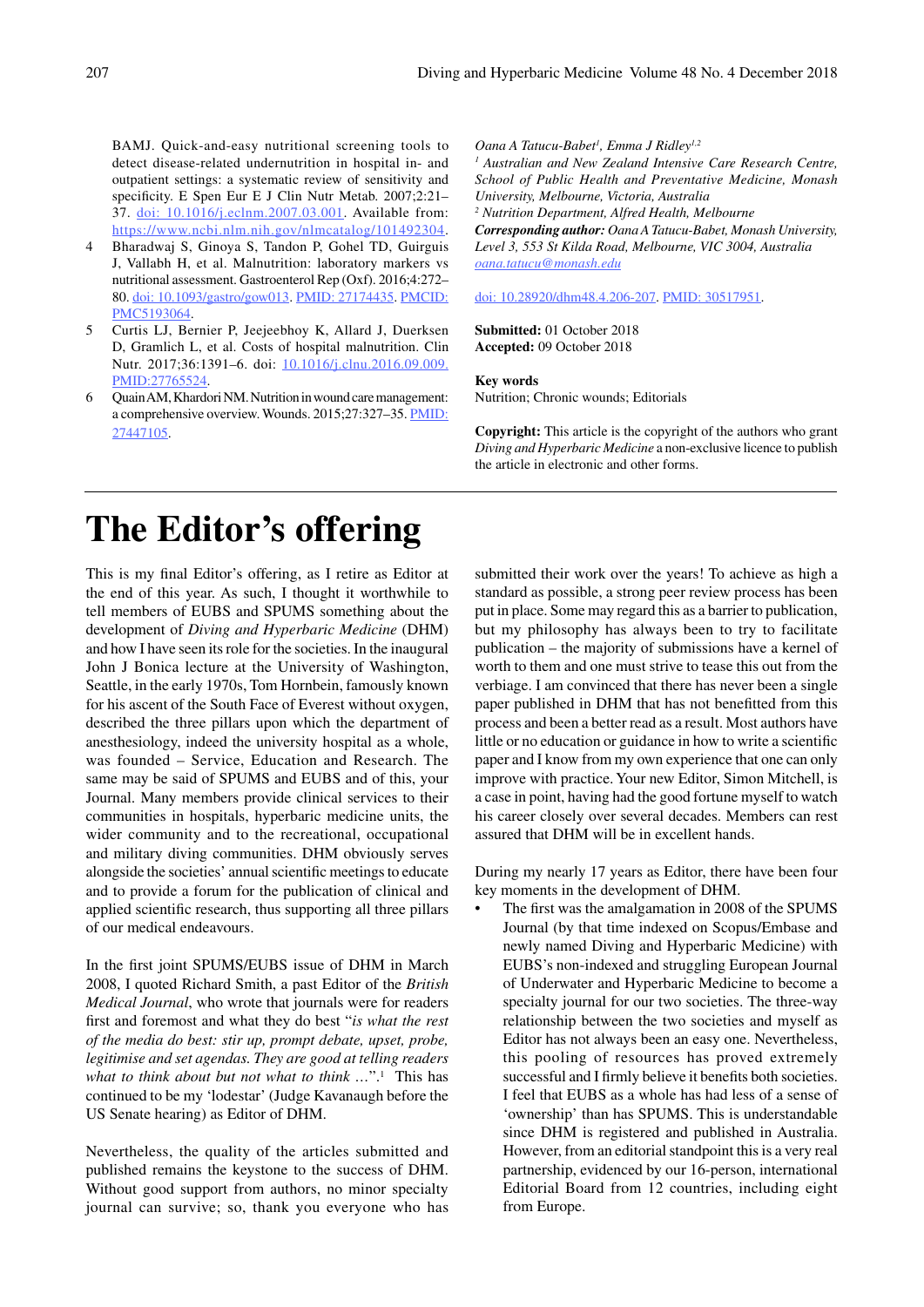BAMJ. Quick-and-easy nutritional screening tools to detect disease-related undernutrition in hospital in- and outpatient settings: a systematic review of sensitivity and specificity. E Spen Eur E J Clin Nutr Metab. 2007;2:21–37. doi: 10.1016/j.eclnm.2007.03.001. Available from: https://www.ncbi.nlm.nih.gov/nlmcatalog/101492304.

4. Bharadwaj S, Ginoya S, Tandon P, Gohel TD, Guirguis J, Vallabh H, et al. Malnutrition: laboratory markers vs nutritional assessment. Gastroenterol Rep (Oxf). 2016;4:272–80. doi: 10.1093/gastro/gow013. PMID: 27174435. PMCID: PMC5193064.
5. Curtis LJ, Bernier P, Jeejeebhoy K, Allard J, Duerksen D, Gramlich L, et al. Costs of hospital malnutrition. Clin Nutr. 2017;36:1391–6. doi: 10.1016/j.clnu.2016.09.009. PMID:27765524.
6. Quain AM, Khardori NM. Nutrition in wound care management: a comprehensive overview. Wounds. 2015;27:327–35. PMID: 27447105.

*Oana A Tatucu-Babet[1], Emma J Ridley[1,2]*

*[1] Australian and New Zealand Intensive Care Research Centre, School of Public Health and Preventative Medicine, Monash University, Melbourne, Victoria, Australia*

*[2] Nutrition Department, Alfred Health, Melbourne*

***Corresponding author:** Oana A Tatucu-Babet, Monash University, Level 3, 553 St Kilda Road, Melbourne, VIC 3004, Australia*

*oana.tatucu@monash.edu*

doi: 10.28920/dhm48.4.206-207. PMID: 30517951.

**Submitted:** 01 October 2018

**Accepted:** 09 October 2018

**Key words**

Nutrition; Chronic wounds; Editorials

**Copyright:** This article is the copyright of the authors who grant *Diving and Hyperbaric Medicine* a non-exclusive licence to publish the article in electronic and other forms.

# The Editor's offering

This is my final Editor's offering, as I retire as Editor at the end of this year. As such, I thought it worthwhile to tell members of EUBS and SPUMS something about the development of *Diving and Hyperbaric Medicine* (DHM) and how I have seen its role for the societies. In the inaugural John J Bonica lecture at the University of Washington, Seattle, in the early 1970s, Tom Hornbein, famously known for his ascent of the South Face of Everest without oxygen, described the three pillars upon which the department of anesthesiology, indeed the university hospital as a whole, was founded – Service, Education and Research. The same may be said of SPUMS and EUBS and of this, your Journal. Many members provide clinical services to their communities in hospitals, hyperbaric medicine units, the wider community and to the recreational, occupational and military diving communities. DHM obviously serves alongside the societies' annual scientific meetings to educate and to provide a forum for the publication of clinical and applied scientific research, thus supporting all three pillars of our medical endeavours.

In the first joint SPUMS/EUBS issue of DHM in March 2008, I quoted Richard Smith, a past Editor of the *British Medical Journal*, who wrote that journals were for readers first and foremost and what they do best "*is what the rest of the media do best: stir up, prompt debate, upset, probe, legitimise and set agendas. They are good at telling readers what to think about but not what to think …*".[1] This has continued to be my 'lodestar' (Judge Kavanaugh before the US Senate hearing) as Editor of DHM.

Nevertheless, the quality of the articles submitted and published remains the keystone to the success of DHM. Without good support from authors, no minor specialty journal can survive; so, thank you everyone who has submitted their work over the years! To achieve as high a standard as possible, a strong peer review process has been put in place. Some may regard this as a barrier to publication, but my philosophy has always been to try to facilitate publication – the majority of submissions have a kernel of worth to them and one must strive to tease this out from the verbiage. I am convinced that there has never been a single paper published in DHM that has not benefitted from this process and been a better read as a result. Most authors have little or no education or guidance in how to write a scientific paper and I know from my own experience that one can only improve with practice. Your new Editor, Simon Mitchell, is a case in point, having had the good fortune myself to watch his career closely over several decades. Members can rest assured that DHM will be in excellent hands.

During my nearly 17 years as Editor, there have been four key moments in the development of DHM.

- The first was the amalgamation in 2008 of the SPUMS Journal (by that time indexed on Scopus/Embase and newly named Diving and Hyperbaric Medicine) with EUBS's non-indexed and struggling European Journal of Underwater and Hyperbaric Medicine to become a specialty journal for our two societies. The three-way relationship between the two societies and myself as Editor has not always been an easy one. Nevertheless, this pooling of resources has proved extremely successful and I firmly believe it benefits both societies. I feel that EUBS as a whole has had less of a sense of 'ownership' than has SPUMS. This is understandable since DHM is registered and published in Australia. However, from an editorial standpoint this is a very real partnership, evidenced by our 16-person, international Editorial Board from 12 countries, including eight from Europe.